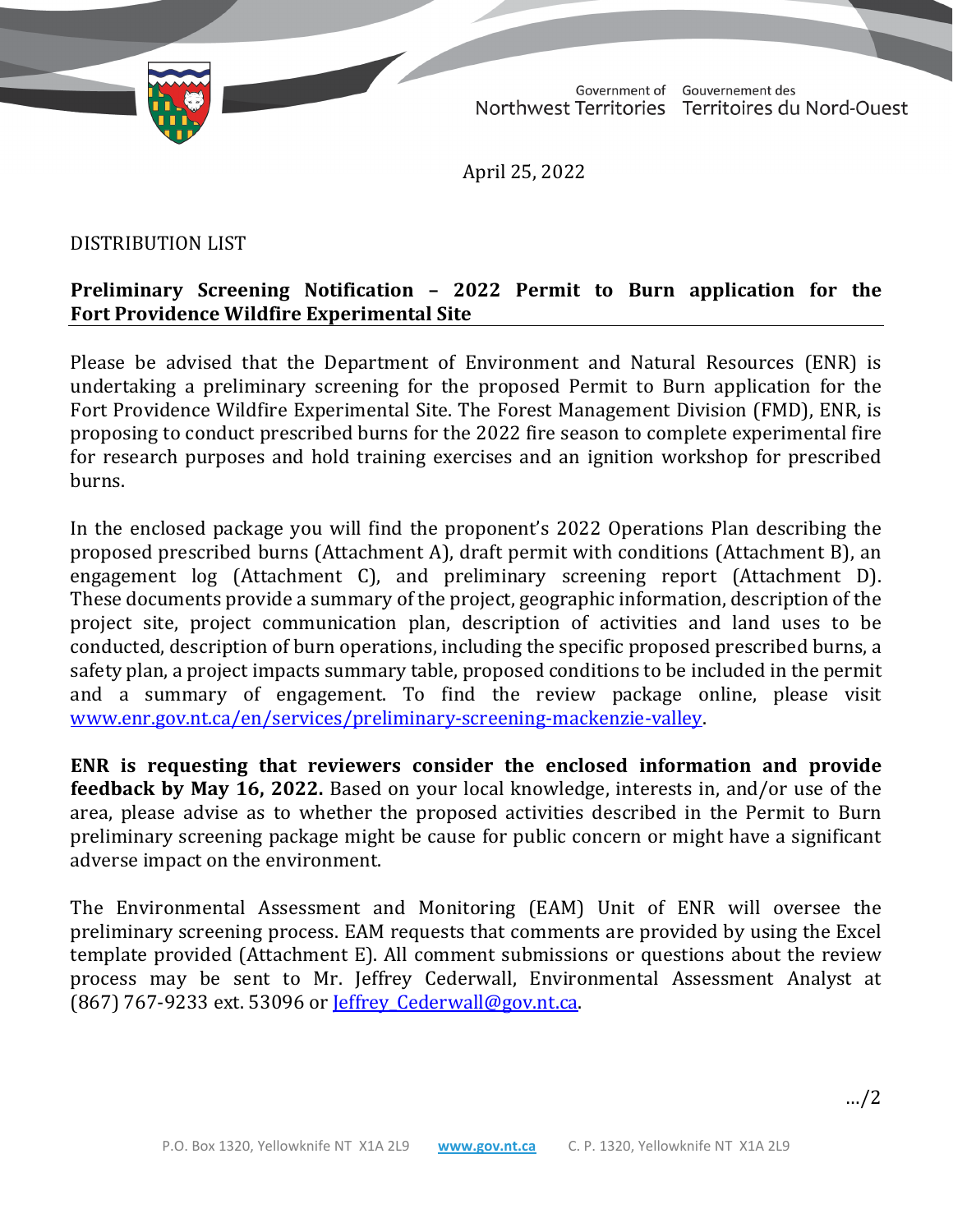Government of Northwest Territories | Gouvernement des Territoires du Nord-Ouest

April 25, 2022

DISTRIBUTION LIST

**Preliminary Screening Notification – 2022 Permit to Burn application for the Fort Providence Wildfire Experimental Site**

Please be advised that the Department of Environment and Natural Resources (ENR) is undertaking a preliminary screening for the proposed Permit to Burn application for the Fort Providence Wildfire Experimental Site. The Forest Management Division (FMD), ENR, is proposing to conduct prescribed burns for the 2022 fire season to complete experimental fire for research purposes and hold training exercises and an ignition workshop for prescribed burns.

In the enclosed package you will find the proponent's 2022 Operations Plan describing the proposed prescribed burns (Attachment A), draft permit with conditions (Attachment B), an engagement log (Attachment C), and preliminary screening report (Attachment D). These documents provide a summary of the project, geographic information, description of the project site, project communication plan, description of activities and land uses to be conducted, description of burn operations, including the specific proposed prescribed burns, a safety plan, a project impacts summary table, proposed conditions to be included in the permit and a summary of engagement. To find the review package online, please visit www.enr.gov.nt.ca/en/services/preliminary-screening-mackenzie-valley.

**ENR is requesting that reviewers consider the enclosed information and provide feedback by May 16, 2022.** Based on your local knowledge, interests in, and/or use of the area, please advise as to whether the proposed activities described in the Permit to Burn preliminary screening package might be cause for public concern or might have a significant adverse impact on the environment.

The Environmental Assessment and Monitoring (EAM) Unit of ENR will oversee the preliminary screening process. EAM requests that comments are provided by using the Excel template provided (Attachment E). All comment submissions or questions about the review process may be sent to Mr. Jeffrey Cederwall, Environmental Assessment Analyst at (867) 767-9233 ext. 53096 or Jeffrey_Cederwall@gov.nt.ca.

.../2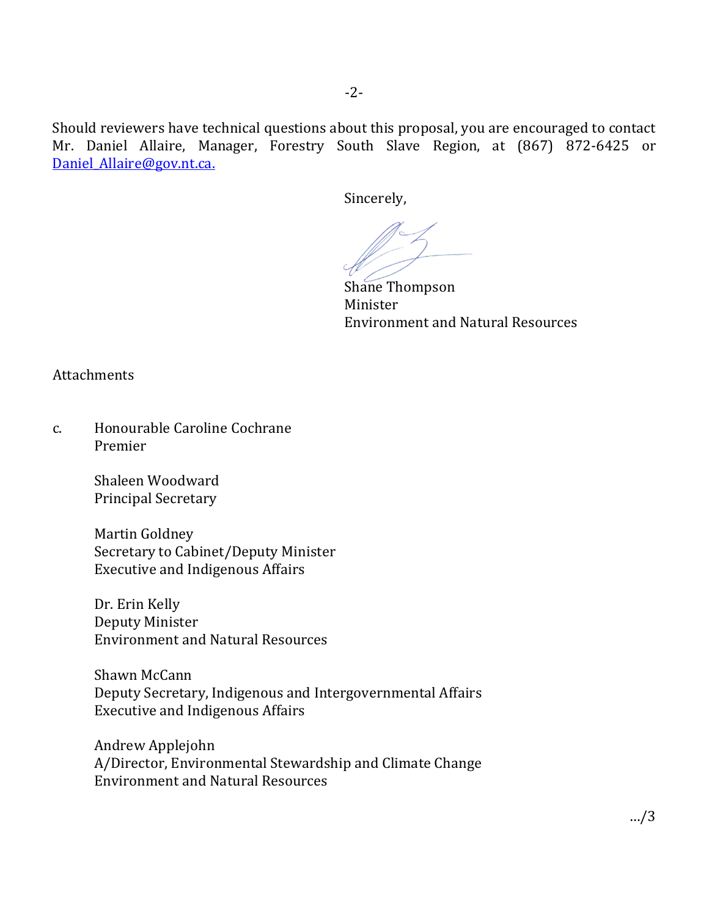Should reviewers have technical questions about this proposal, you are encouraged to contact Mr. Daniel Allaire, Manager, Forestry South Slave Region, at (867) 872-6425 or [Daniel_Allaire@gov.nt.ca.](mailto:Daniel_Allaire@gov.nt.ca)

Sincerely,

Shane Thompson
Minister
Environment and Natural Resources

Attachments

c. Honourable Caroline Cochrane
Premier

Shaleen Woodward
Principal Secretary

Martin Goldney
Secretary to Cabinet/Deputy Minister
Executive and Indigenous Affairs

Dr. Erin Kelly
Deputy Minister
Environment and Natural Resources

Shawn McCann
Deputy Secretary, Indigenous and Intergovernmental Affairs
Executive and Indigenous Affairs

Andrew Applejohn
A/Director, Environmental Stewardship and Climate Change
Environment and Natural Resources

…/3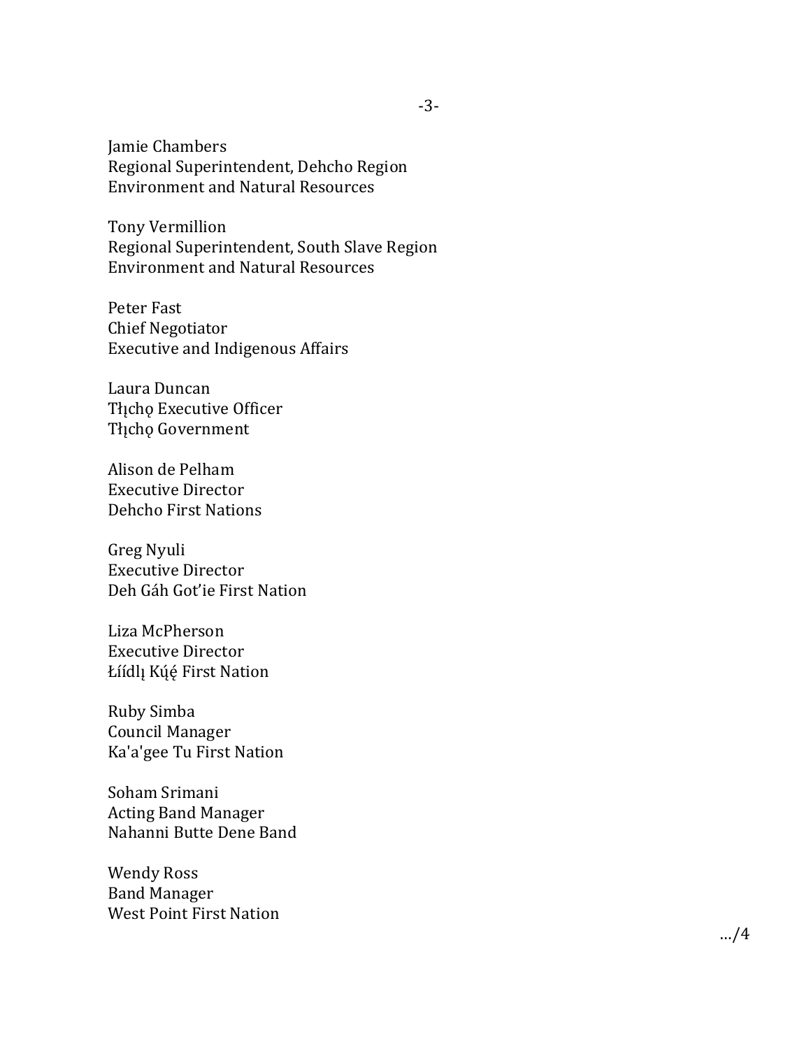Jamie Chambers
Regional Superintendent, Dehcho Region
Environment and Natural Resources

Tony Vermillion
Regional Superintendent, South Slave Region
Environment and Natural Resources

Peter Fast
Chief Negotiator
Executive and Indigenous Affairs

Laura Duncan
Tłı̨chǫ Executive Officer
Tłı̨chǫ Government

Alison de Pelham
Executive Director
Dehcho First Nations

Greg Nyuli
Executive Director
Deh Gáh Got'ie First Nation

Liza McPherson
Executive Director
Łíídlı̨ Kų́ę́ First Nation

Ruby Simba
Council Manager
Ka'a'gee Tu First Nation

Soham Srimani
Acting Band Manager
Nahanni Butte Dene Band

Wendy Ross
Band Manager
West Point First Nation

…/4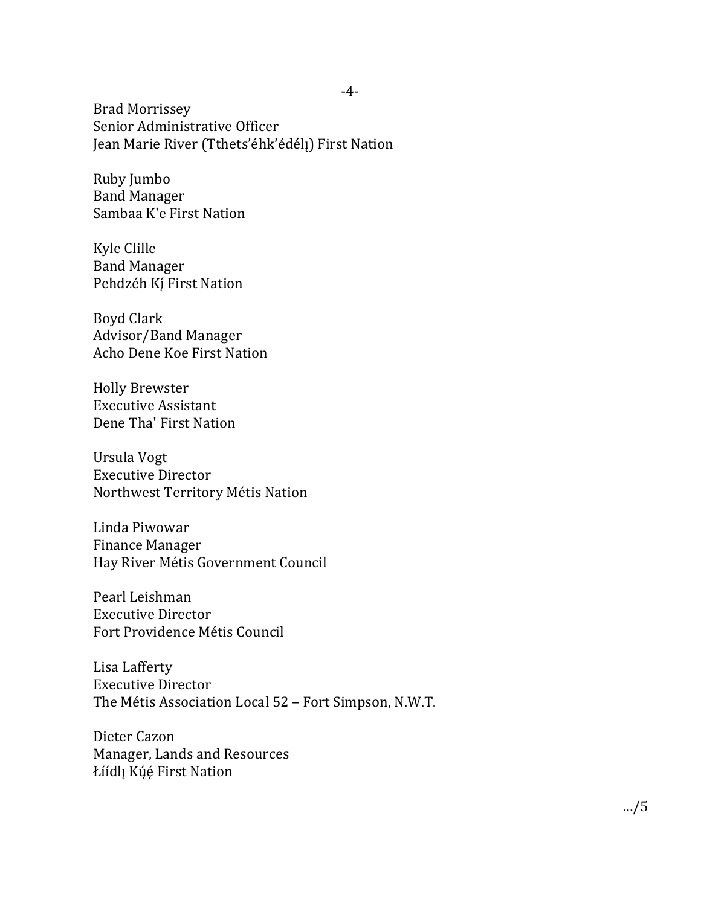Brad Morrissey
Senior Administrative Officer
Jean Marie River (Tthets'éhk'édélı̨) First Nation

Ruby Jumbo
Band Manager
Sambaa K'e First Nation

Kyle Clille
Band Manager
Pehdzéh Kı̨́ First Nation

Boyd Clark
Advisor/Band Manager
Acho Dene Koe First Nation

Holly Brewster
Executive Assistant
Dene Tha' First Nation

Ursula Vogt
Executive Director
Northwest Territory Métis Nation

Linda Piwowar
Finance Manager
Hay River Métis Government Council

Pearl Leishman
Executive Director
Fort Providence Métis Council

Lisa Lafferty
Executive Director
The Métis Association Local 52 – Fort Simpson, N.W.T.

Dieter Cazon
Manager, Lands and Resources
Łíídlı̨ Kų́ę́ First Nation

…/5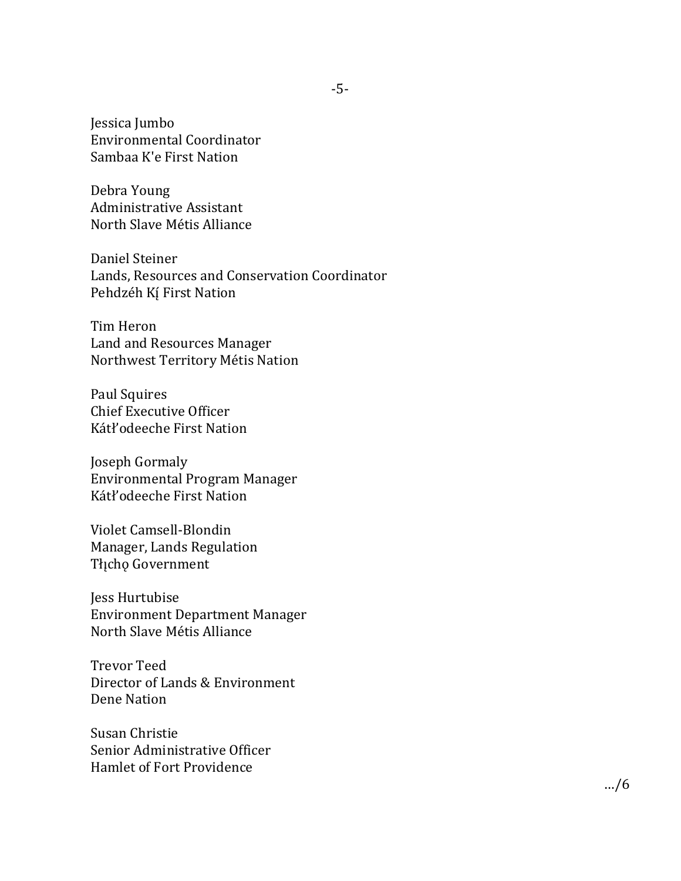Jessica Jumbo
Environmental Coordinator
Sambaa K'e First Nation

Debra Young
Administrative Assistant
North Slave Métis Alliance

Daniel Steiner
Lands, Resources and Conservation Coordinator
Pehdzéh Kį First Nation

Tim Heron
Land and Resources Manager
Northwest Territory Métis Nation

Paul Squires
Chief Executive Officer
Kátł'odeeche First Nation

Joseph Gormaly
Environmental Program Manager
Kátł'odeeche First Nation

Violet Camsell-Blondin
Manager, Lands Regulation
Tłįchǫ Government

Jess Hurtubise
Environment Department Manager
North Slave Métis Alliance

Trevor Teed
Director of Lands & Environment
Dene Nation

Susan Christie
Senior Administrative Officer
Hamlet of Fort Providence

…/6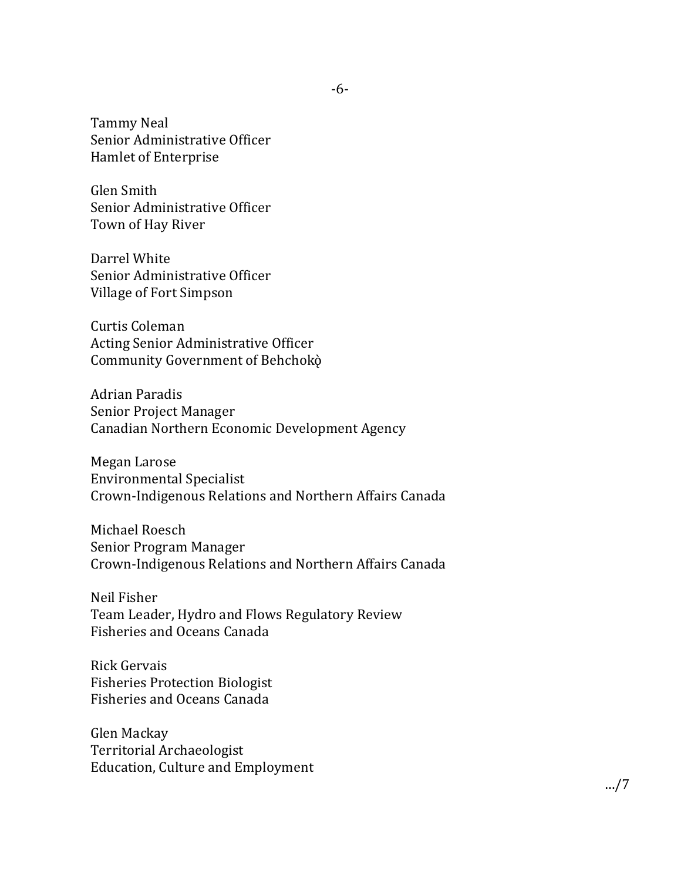Tammy Neal
Senior Administrative Officer
Hamlet of Enterprise

Glen Smith
Senior Administrative Officer
Town of Hay River

Darrel White
Senior Administrative Officer
Village of Fort Simpson

Curtis Coleman
Acting Senior Administrative Officer
Community Government of Behchokǫ̀

Adrian Paradis
Senior Project Manager
Canadian Northern Economic Development Agency

Megan Larose
Environmental Specialist
Crown-Indigenous Relations and Northern Affairs Canada

Michael Roesch
Senior Program Manager
Crown-Indigenous Relations and Northern Affairs Canada

Neil Fisher
Team Leader, Hydro and Flows Regulatory Review
Fisheries and Oceans Canada

Rick Gervais
Fisheries Protection Biologist
Fisheries and Oceans Canada

Glen Mackay
Territorial Archaeologist
Education, Culture and Employment

…/7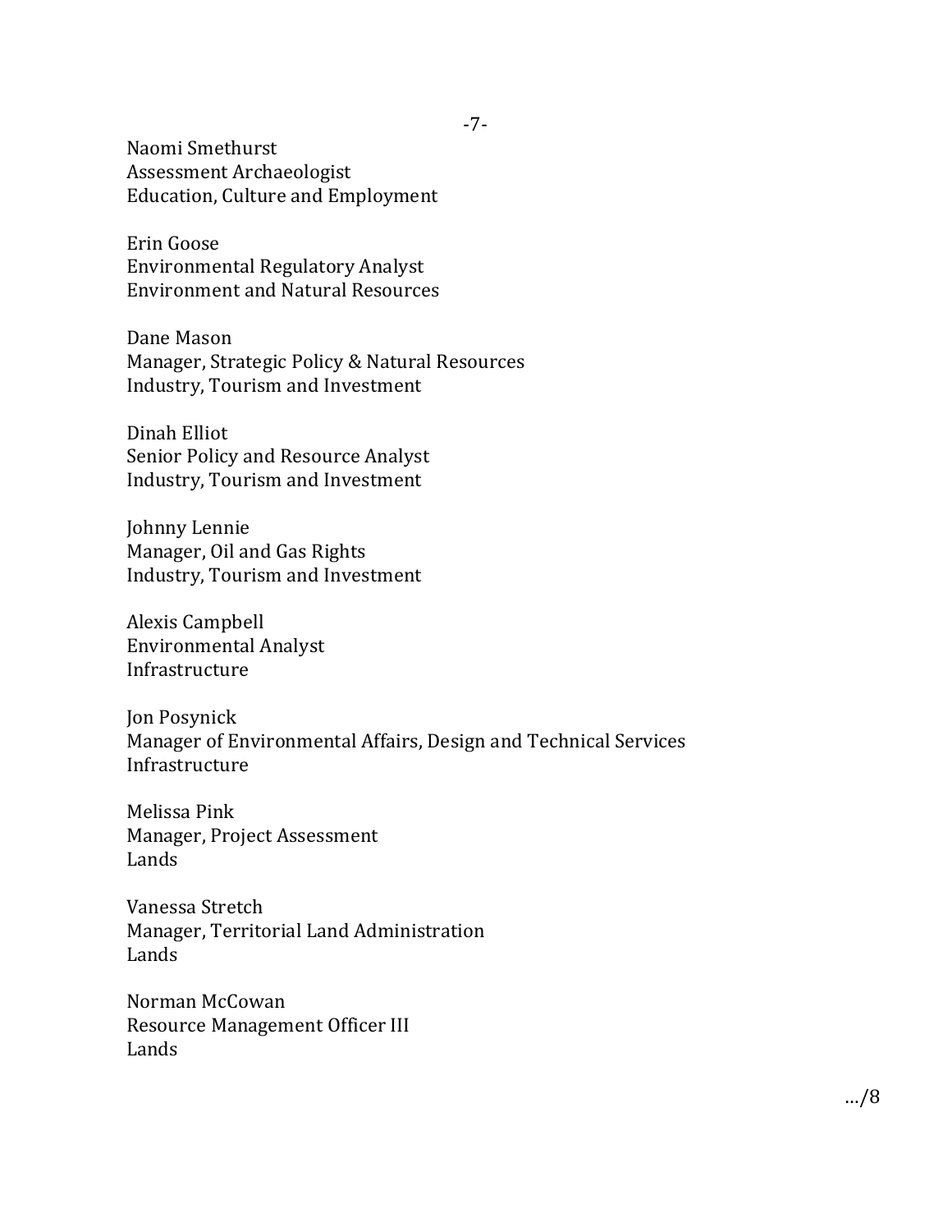Naomi Smethurst
Assessment Archaeologist
Education, Culture and Employment

Erin Goose
Environmental Regulatory Analyst
Environment and Natural Resources

Dane Mason
Manager, Strategic Policy & Natural Resources
Industry, Tourism and Investment

Dinah Elliot
Senior Policy and Resource Analyst
Industry, Tourism and Investment

Johnny Lennie
Manager, Oil and Gas Rights
Industry, Tourism and Investment

Alexis Campbell
Environmental Analyst
Infrastructure

Jon Posynick
Manager of Environmental Affairs, Design and Technical Services
Infrastructure

Melissa Pink
Manager, Project Assessment
Lands

Vanessa Stretch
Manager, Territorial Land Administration
Lands

Norman McCowan
Resource Management Officer III
Lands

…/8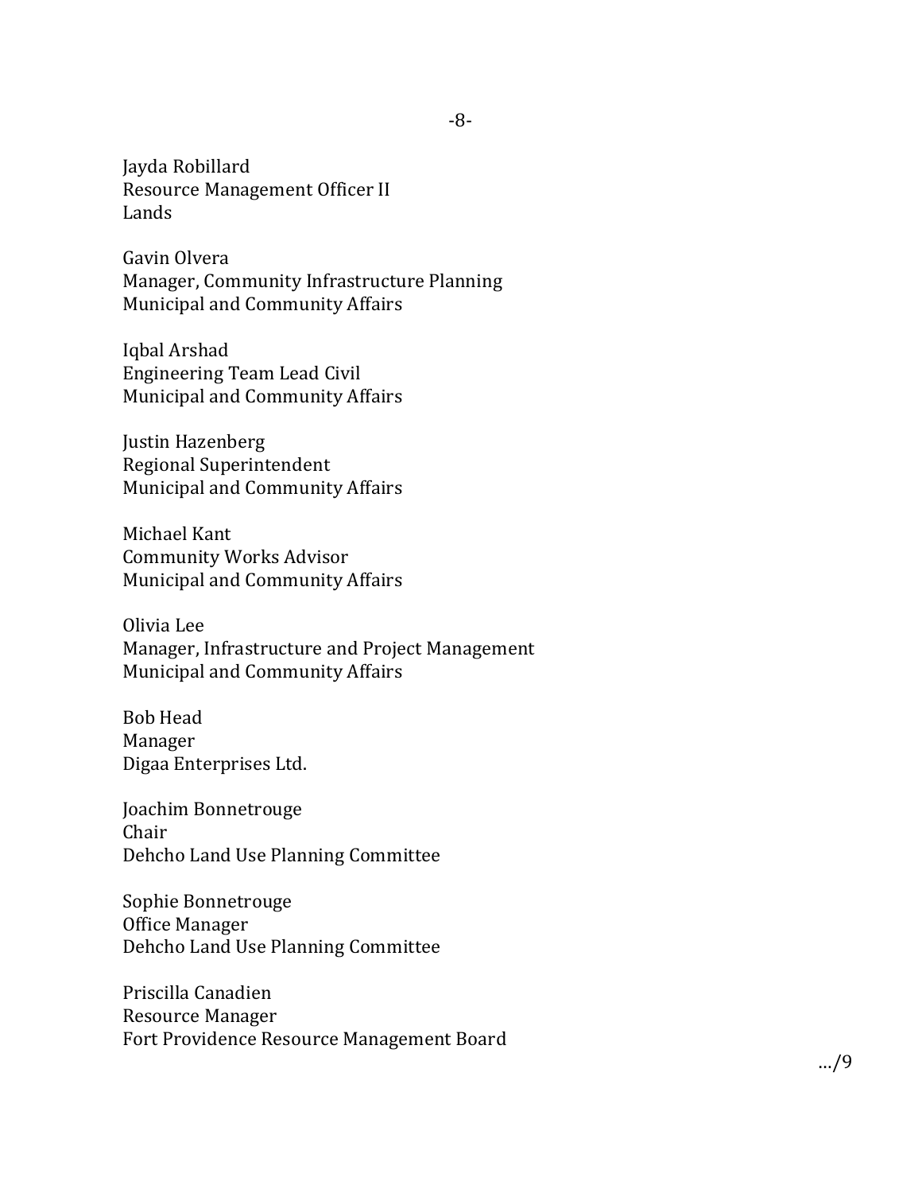Jayda Robillard
Resource Management Officer II
Lands

Gavin Olvera
Manager, Community Infrastructure Planning
Municipal and Community Affairs

Iqbal Arshad
Engineering Team Lead Civil
Municipal and Community Affairs

Justin Hazenberg
Regional Superintendent
Municipal and Community Affairs

Michael Kant
Community Works Advisor
Municipal and Community Affairs

Olivia Lee
Manager, Infrastructure and Project Management
Municipal and Community Affairs

Bob Head
Manager
Digaa Enterprises Ltd.

Joachim Bonnetrouge
Chair
Dehcho Land Use Planning Committee

Sophie Bonnetrouge
Office Manager
Dehcho Land Use Planning Committee

Priscilla Canadien
Resource Manager
Fort Providence Resource Management Board

…/9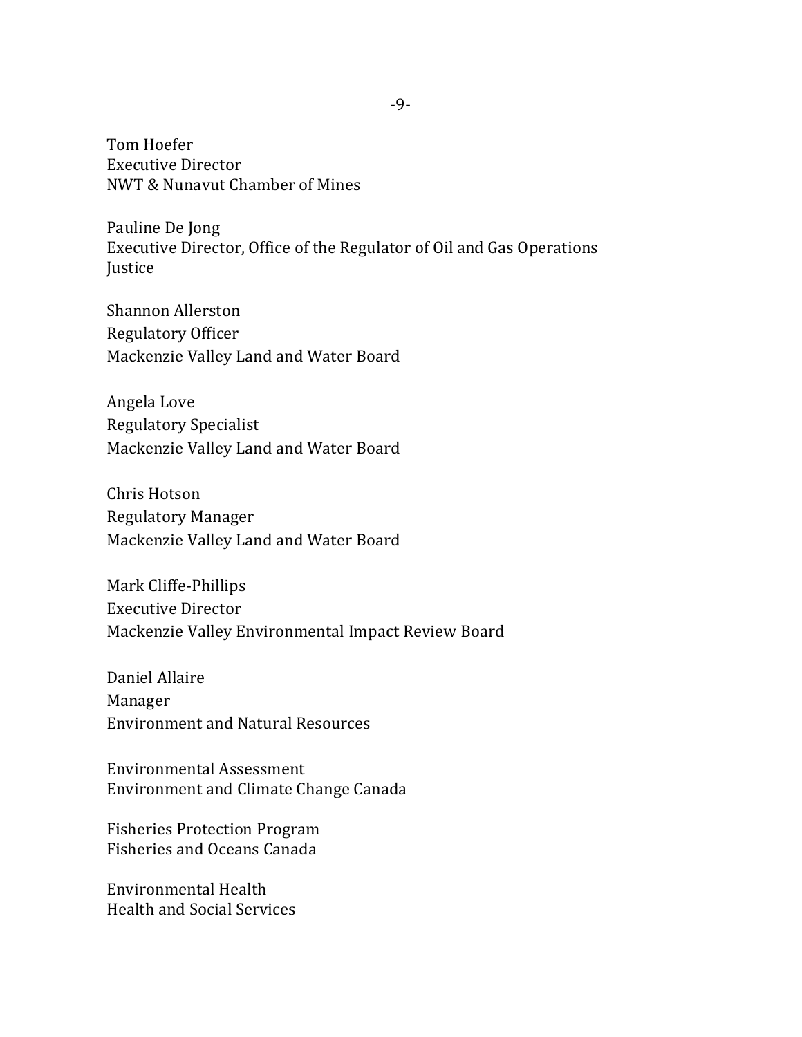Tom Hoefer
Executive Director
NWT & Nunavut Chamber of Mines

Pauline De Jong
Executive Director, Office of the Regulator of Oil and Gas Operations
Justice

Shannon Allerston
Regulatory Officer
Mackenzie Valley Land and Water Board

Angela Love
Regulatory Specialist
Mackenzie Valley Land and Water Board

Chris Hotson
Regulatory Manager
Mackenzie Valley Land and Water Board

Mark Cliffe-Phillips
Executive Director
Mackenzie Valley Environmental Impact Review Board

Daniel Allaire
Manager
Environment and Natural Resources

Environmental Assessment
Environment and Climate Change Canada

Fisheries Protection Program
Fisheries and Oceans Canada

Environmental Health
Health and Social Services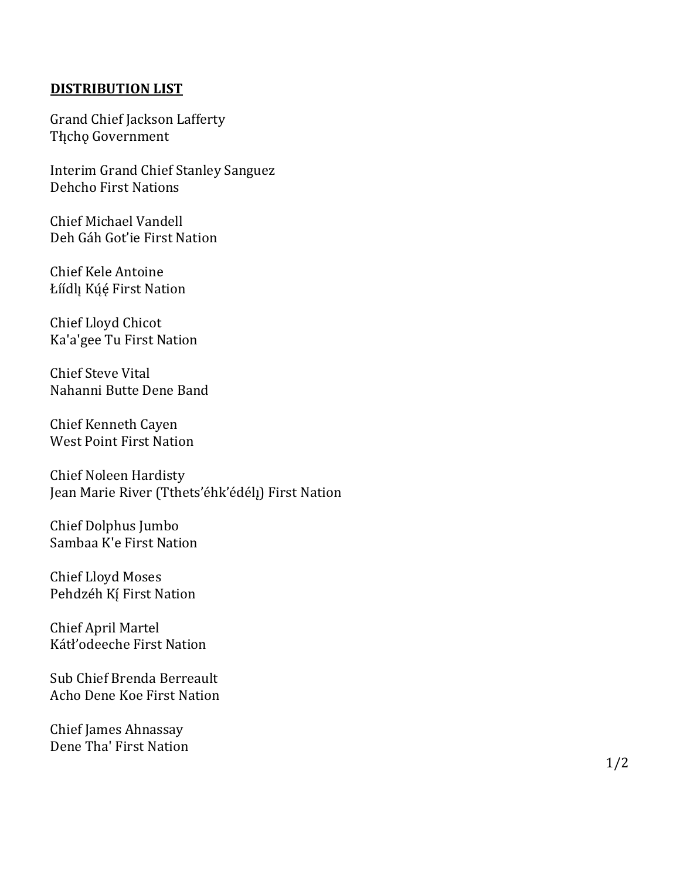**DISTRIBUTION LIST**

Grand Chief Jackson Lafferty
Tłı̨chǫ Government

Interim Grand Chief Stanley Sanguez
Dehcho First Nations

Chief Michael Vandell
Deh Gáh Got'ie First Nation

Chief Kele Antoine
Łı́ı́dlı̨ Kų́ę́ First Nation

Chief Lloyd Chicot
Ka'a'gee Tu First Nation

Chief Steve Vital
Nahanni Butte Dene Band

Chief Kenneth Cayen
West Point First Nation

Chief Noleen Hardisty
Jean Marie River (Tthets'éhk'édélı̨) First Nation

Chief Dolphus Jumbo
Sambaa K'e First Nation

Chief Lloyd Moses
Pehdzéh Kı̨́ First Nation

Chief April Martel
Kátł'odeeche First Nation

Sub Chief Brenda Berreault
Acho Dene Koe First Nation

Chief James Ahnassay
Dene Tha' First Nation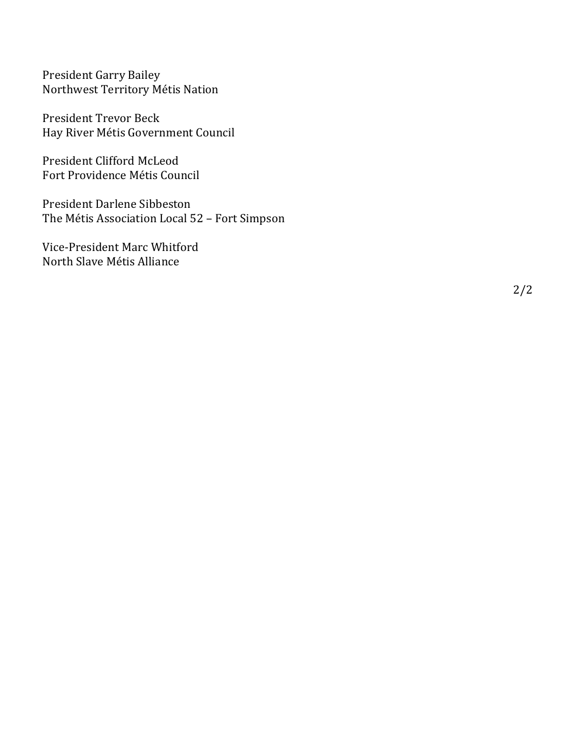President Garry Bailey
Northwest Territory Métis Nation

President Trevor Beck
Hay River Métis Government Council

President Clifford McLeod
Fort Providence Métis Council

President Darlene Sibbeston
The Métis Association Local 52 – Fort Simpson

Vice-President Marc Whitford
North Slave Métis Alliance